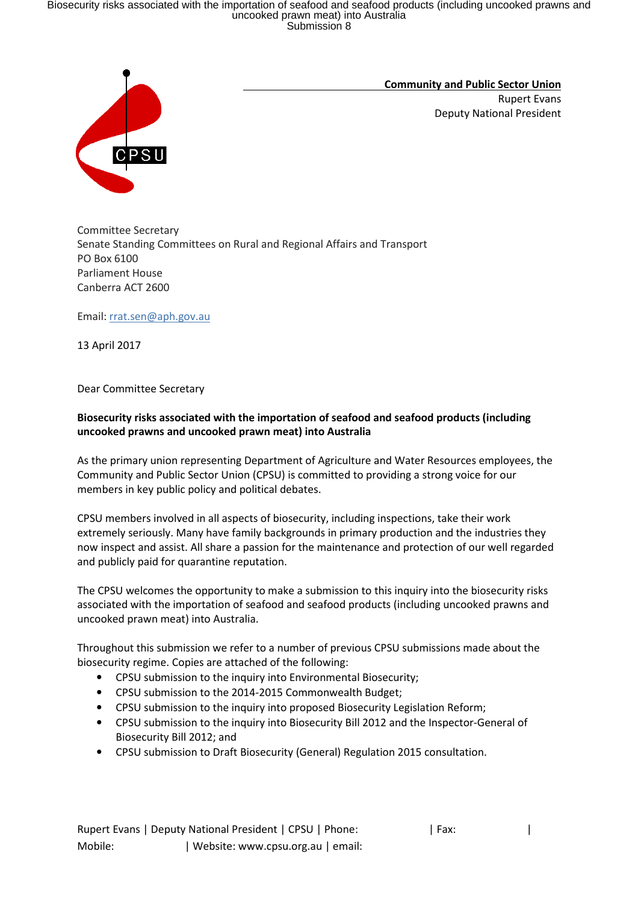**Community and Public Sector Union**
Rupert Evans
Deputy National President

Committee Secretary
Senate Standing Committees on Rural and Regional Affairs and Transport
PO Box 6100
Parliament House
Canberra ACT 2600

Email: rrat.sen@aph.gov.au

13 April 2017

Dear Committee Secretary

**Biosecurity risks associated with the importation of seafood and seafood products (including uncooked prawns and uncooked prawn meat) into Australia**

As the primary union representing Department of Agriculture and Water Resources employees, the Community and Public Sector Union (CPSU) is committed to providing a strong voice for our members in key public policy and political debates.

CPSU members involved in all aspects of biosecurity, including inspections, take their work extremely seriously. Many have family backgrounds in primary production and the industries they now inspect and assist. All share a passion for the maintenance and protection of our well regarded and publicly paid for quarantine reputation.

The CPSU welcomes the opportunity to make a submission to this inquiry into the biosecurity risks associated with the importation of seafood and seafood products (including uncooked prawns and uncooked prawn meat) into Australia.

Throughout this submission we refer to a number of previous CPSU submissions made about the biosecurity regime. Copies are attached of the following:

- CPSU submission to the inquiry into Environmental Biosecurity;
- CPSU submission to the 2014-2015 Commonwealth Budget;
- CPSU submission to the inquiry into proposed Biosecurity Legislation Reform;
- CPSU submission to the inquiry into Biosecurity Bill 2012 and the Inspector-General of Biosecurity Bill 2012; and
- CPSU submission to Draft Biosecurity (General) Regulation 2015 consultation.

Rupert Evans | Deputy National President | CPSU | Phone: | Fax: |
Mobile: | Website: www.cpsu.org.au | email: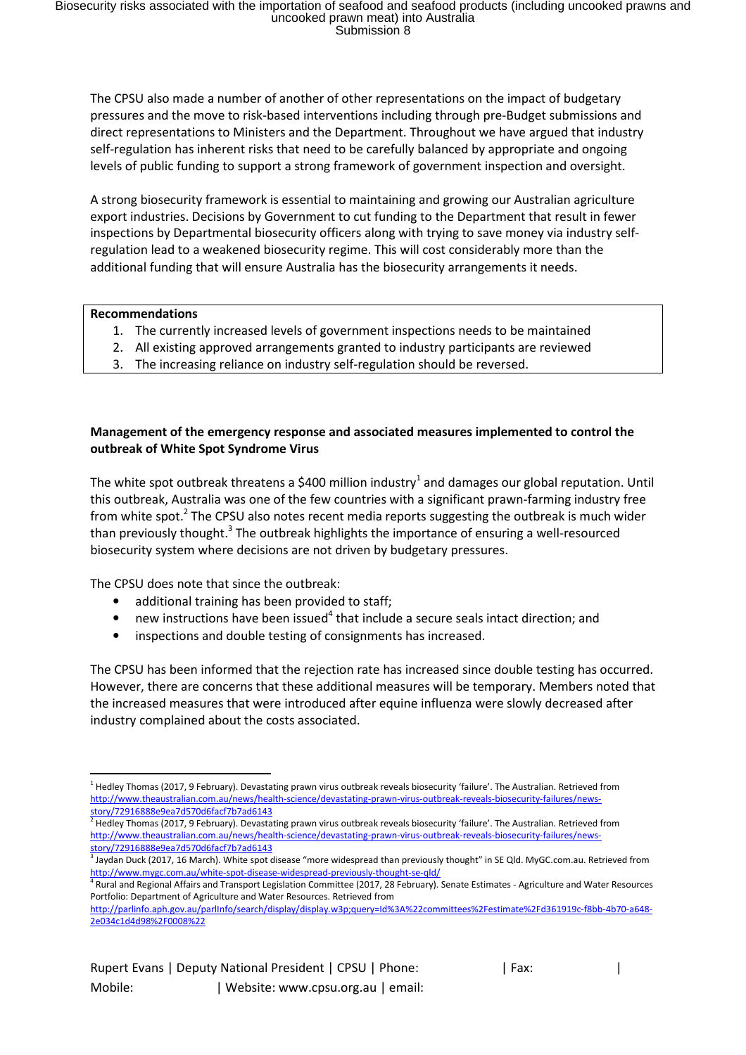The CPSU also made a number of another of other representations on the impact of budgetary pressures and the move to risk-based interventions including through pre-Budget submissions and direct representations to Ministers and the Department. Throughout we have argued that industry self-regulation has inherent risks that need to be carefully balanced by appropriate and ongoing levels of public funding to support a strong framework of government inspection and oversight.

A strong biosecurity framework is essential to maintaining and growing our Australian agriculture export industries. Decisions by Government to cut funding to the Department that result in fewer inspections by Departmental biosecurity officers along with trying to save money via industry self-regulation lead to a weakened biosecurity regime. This will cost considerably more than the additional funding that will ensure Australia has the biosecurity arrangements it needs.

**Recommendations**

1. The currently increased levels of government inspections needs to be maintained
2. All existing approved arrangements granted to industry participants are reviewed
3. The increasing reliance on industry self-regulation should be reversed.

**Management of the emergency response and associated measures implemented to control the outbreak of White Spot Syndrome Virus**

The white spot outbreak threatens a $400 million industry[1] and damages our global reputation. Until this outbreak, Australia was one of the few countries with a significant prawn-farming industry free from white spot.[2] The CPSU also notes recent media reports suggesting the outbreak is much wider than previously thought.[3] The outbreak highlights the importance of ensuring a well-resourced biosecurity system where decisions are not driven by budgetary pressures.

The CPSU does note that since the outbreak:

- additional training has been provided to staff;
- new instructions have been issued[4] that include a secure seals intact direction; and
- inspections and double testing of consignments has increased.

The CPSU has been informed that the rejection rate has increased since double testing has occurred. However, there are concerns that these additional measures will be temporary. Members noted that the increased measures that were introduced after equine influenza were slowly decreased after industry complained about the costs associated.

---

[1] Hedley Thomas (2017, 9 February). Devastating prawn virus outbreak reveals biosecurity 'failure'. The Australian. Retrieved from http://www.theaustralian.com.au/news/health-science/devastating-prawn-virus-outbreak-reveals-biosecurity-failures/news-story/72916888e9ea7d570d6facf7b7ad6143

[2] Hedley Thomas (2017, 9 February). Devastating prawn virus outbreak reveals biosecurity 'failure'. The Australian. Retrieved from http://www.theaustralian.com.au/news/health-science/devastating-prawn-virus-outbreak-reveals-biosecurity-failures/news-story/72916888e9ea7d570d6facf7b7ad6143

[3] Jaydan Duck (2017, 16 March). White spot disease "more widespread than previously thought" in SE Qld. MyGC.com.au. Retrieved from http://www.mygc.com.au/white-spot-disease-widespread-previously-thought-se-qld/

[4] Rural and Regional Affairs and Transport Legislation Committee (2017, 28 February). Senate Estimates - Agriculture and Water Resources Portfolio: Department of Agriculture and Water Resources. Retrieved from http://parlinfo.aph.gov.au/parlInfo/search/display/display.w3p;query=Id%3A%22committees%2Festimate%2Fd361919c-f8bb-4b70-a648-2e034c1d4d98%2F0008%22

Rupert Evans | Deputy National President | CPSU | Phone: | Fax: |
Mobile: | Website: www.cpsu.org.au | email: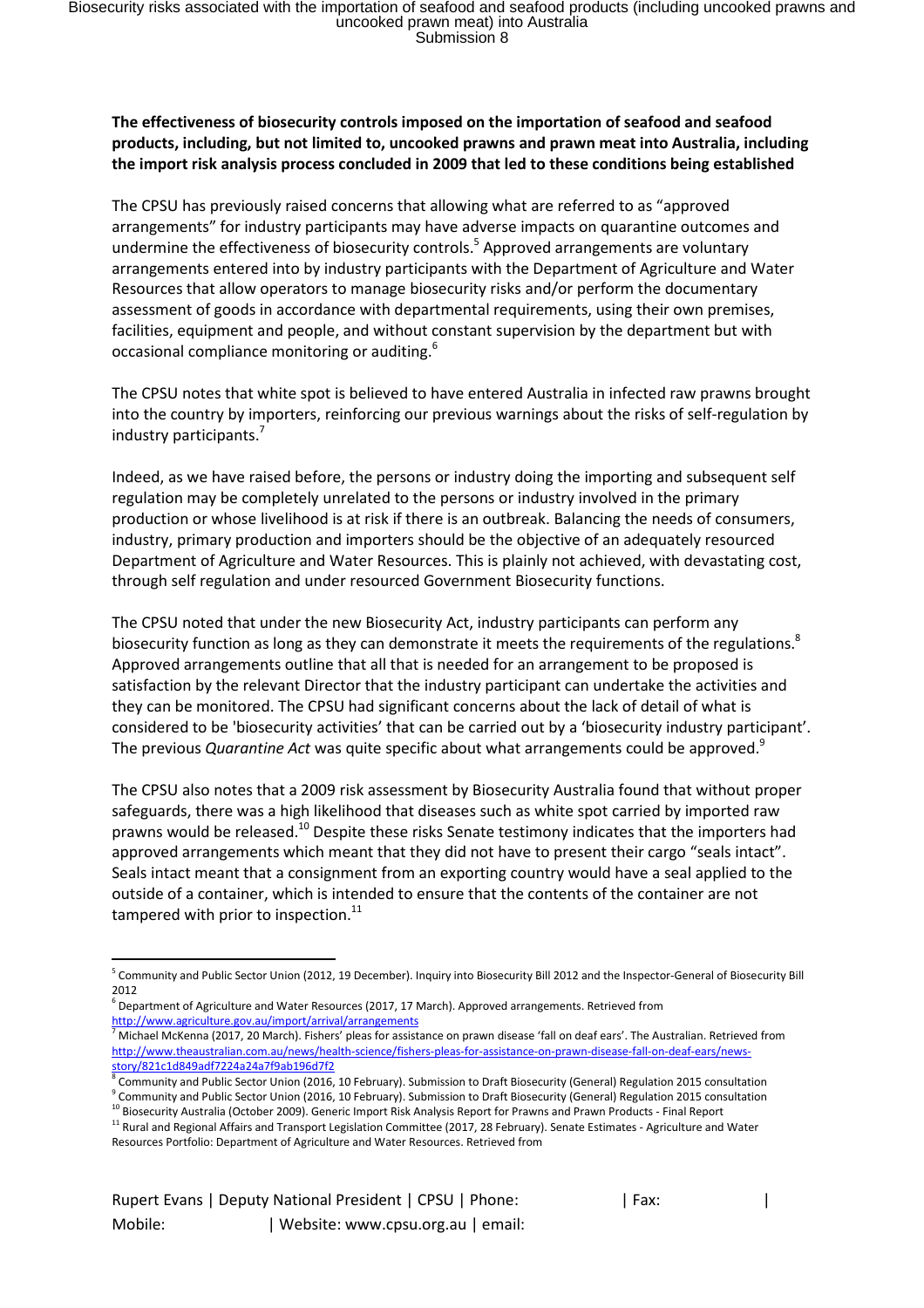**The effectiveness of biosecurity controls imposed on the importation of seafood and seafood products, including, but not limited to, uncooked prawns and prawn meat into Australia, including the import risk analysis process concluded in 2009 that led to these conditions being established**

The CPSU has previously raised concerns that allowing what are referred to as "approved arrangements" for industry participants may have adverse impacts on quarantine outcomes and undermine the effectiveness of biosecurity controls.[5] Approved arrangements are voluntary arrangements entered into by industry participants with the Department of Agriculture and Water Resources that allow operators to manage biosecurity risks and/or perform the documentary assessment of goods in accordance with departmental requirements, using their own premises, facilities, equipment and people, and without constant supervision by the department but with occasional compliance monitoring or auditing.[6]

The CPSU notes that white spot is believed to have entered Australia in infected raw prawns brought into the country by importers, reinforcing our previous warnings about the risks of self-regulation by industry participants.[7]

Indeed, as we have raised before, the persons or industry doing the importing and subsequent self regulation may be completely unrelated to the persons or industry involved in the primary production or whose livelihood is at risk if there is an outbreak. Balancing the needs of consumers, industry, primary production and importers should be the objective of an adequately resourced Department of Agriculture and Water Resources. This is plainly not achieved, with devastating cost, through self regulation and under resourced Government Biosecurity functions.

The CPSU noted that under the new Biosecurity Act, industry participants can perform any biosecurity function as long as they can demonstrate it meets the requirements of the regulations.[8] Approved arrangements outline that all that is needed for an arrangement to be proposed is satisfaction by the relevant Director that the industry participant can undertake the activities and they can be monitored. The CPSU had significant concerns about the lack of detail of what is considered to be 'biosecurity activities' that can be carried out by a 'biosecurity industry participant'. The previous *Quarantine Act* was quite specific about what arrangements could be approved.[9]

The CPSU also notes that a 2009 risk assessment by Biosecurity Australia found that without proper safeguards, there was a high likelihood that diseases such as white spot carried by imported raw prawns would be released.[10] Despite these risks Senate testimony indicates that the importers had approved arrangements which meant that they did not have to present their cargo "seals intact". Seals intact meant that a consignment from an exporting country would have a seal applied to the outside of a container, which is intended to ensure that the contents of the container are not tampered with prior to inspection.[11]

---

[5] Community and Public Sector Union (2012, 19 December). Inquiry into Biosecurity Bill 2012 and the Inspector-General of Biosecurity Bill 2012

[6] Department of Agriculture and Water Resources (2017, 17 March). Approved arrangements. Retrieved from http://www.agriculture.gov.au/import/arrival/arrangements

[7] Michael McKenna (2017, 20 March). Fishers' pleas for assistance on prawn disease 'fall on deaf ears'. The Australian. Retrieved from http://www.theaustralian.com.au/news/health-science/fishers-pleas-for-assistance-on-prawn-disease-fall-on-deaf-ears/news-story/821c1d849adf7224a24a7f9ab196d7f2

[8] Community and Public Sector Union (2016, 10 February). Submission to Draft Biosecurity (General) Regulation 2015 consultation

[9] Community and Public Sector Union (2016, 10 February). Submission to Draft Biosecurity (General) Regulation 2015 consultation

[10] Biosecurity Australia (October 2009). Generic Import Risk Analysis Report for Prawns and Prawn Products - Final Report

[11] Rural and Regional Affairs and Transport Legislation Committee (2017, 28 February). Senate Estimates - Agriculture and Water Resources Portfolio: Department of Agriculture and Water Resources. Retrieved from

Rupert Evans | Deputy National President | CPSU | Phone: | Fax: |
Mobile: | Website: www.cpsu.org.au | email: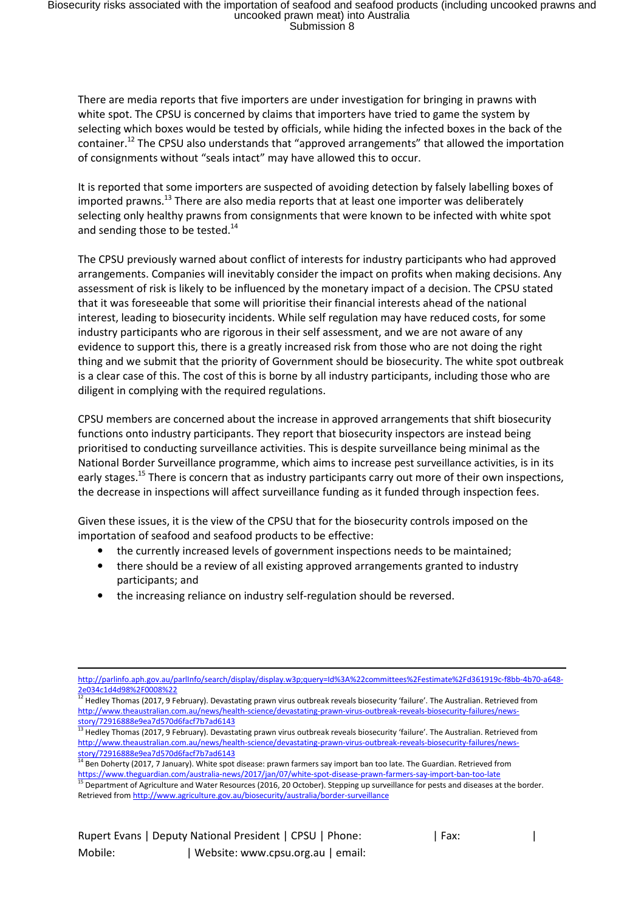There are media reports that five importers are under investigation for bringing in prawns with white spot. The CPSU is concerned by claims that importers have tried to game the system by selecting which boxes would be tested by officials, while hiding the infected boxes in the back of the container.[12] The CPSU also understands that "approved arrangements" that allowed the importation of consignments without "seals intact" may have allowed this to occur.

It is reported that some importers are suspected of avoiding detection by falsely labelling boxes of imported prawns.[13] There are also media reports that at least one importer was deliberately selecting only healthy prawns from consignments that were known to be infected with white spot and sending those to be tested.[14]

The CPSU previously warned about conflict of interests for industry participants who had approved arrangements. Companies will inevitably consider the impact on profits when making decisions. Any assessment of risk is likely to be influenced by the monetary impact of a decision. The CPSU stated that it was foreseeable that some will prioritise their financial interests ahead of the national interest, leading to biosecurity incidents. While self regulation may have reduced costs, for some industry participants who are rigorous in their self assessment, and we are not aware of any evidence to support this, there is a greatly increased risk from those who are not doing the right thing and we submit that the priority of Government should be biosecurity. The white spot outbreak is a clear case of this. The cost of this is borne by all industry participants, including those who are diligent in complying with the required regulations.

CPSU members are concerned about the increase in approved arrangements that shift biosecurity functions onto industry participants. They report that biosecurity inspectors are instead being prioritised to conducting surveillance activities. This is despite surveillance being minimal as the National Border Surveillance programme, which aims to increase pest surveillance activities, is in its early stages.[15] There is concern that as industry participants carry out more of their own inspections, the decrease in inspections will affect surveillance funding as it funded through inspection fees.

Given these issues, it is the view of the CPSU that for the biosecurity controls imposed on the importation of seafood and seafood products to be effective:

- the currently increased levels of government inspections needs to be maintained;
- there should be a review of all existing approved arrangements granted to industry participants; and
- the increasing reliance on industry self-regulation should be reversed.

---

http://parlinfo.aph.gov.au/parlInfo/search/display/display.w3p;query=Id%3A%22committees%2Festimate%2Fd361919c-f8bb-4b70-a648-2e034c1d4d98%2F0008%22

[12] Hedley Thomas (2017, 9 February). Devastating prawn virus outbreak reveals biosecurity 'failure'. The Australian. Retrieved from http://www.theaustralian.com.au/news/health-science/devastating-prawn-virus-outbreak-reveals-biosecurity-failures/news-story/72916888e9ea7d570d6facf7b7ad6143

[13] Hedley Thomas (2017, 9 February). Devastating prawn virus outbreak reveals biosecurity 'failure'. The Australian. Retrieved from http://www.theaustralian.com.au/news/health-science/devastating-prawn-virus-outbreak-reveals-biosecurity-failures/news-story/72916888e9ea7d570d6facf7b7ad6143

[14] Ben Doherty (2017, 7 January). White spot disease: prawn farmers say import ban too late. The Guardian. Retrieved from https://www.theguardian.com/australia-news/2017/jan/07/white-spot-disease-prawn-farmers-say-import-ban-too-late

[15] Department of Agriculture and Water Resources (2016, 20 October). Stepping up surveillance for pests and diseases at the border. Retrieved from http://www.agriculture.gov.au/biosecurity/australia/border-surveillance

Rupert Evans | Deputy National President | CPSU | Phone: | Fax: |
Mobile: | Website: www.cpsu.org.au | email: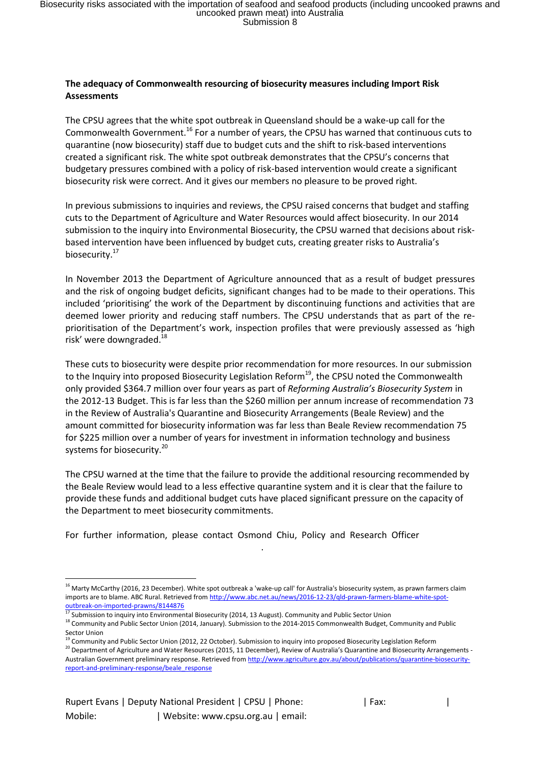**The adequacy of Commonwealth resourcing of biosecurity measures including Import Risk Assessments**

The CPSU agrees that the white spot outbreak in Queensland should be a wake-up call for the Commonwealth Government.[16] For a number of years, the CPSU has warned that continuous cuts to quarantine (now biosecurity) staff due to budget cuts and the shift to risk-based interventions created a significant risk. The white spot outbreak demonstrates that the CPSU's concerns that budgetary pressures combined with a policy of risk-based intervention would create a significant biosecurity risk were correct. And it gives our members no pleasure to be proved right.

In previous submissions to inquiries and reviews, the CPSU raised concerns that budget and staffing cuts to the Department of Agriculture and Water Resources would affect biosecurity. In our 2014 submission to the inquiry into Environmental Biosecurity, the CPSU warned that decisions about risk-based intervention have been influenced by budget cuts, creating greater risks to Australia's biosecurity.[17]

In November 2013 the Department of Agriculture announced that as a result of budget pressures and the risk of ongoing budget deficits, significant changes had to be made to their operations. This included 'prioritising' the work of the Department by discontinuing functions and activities that are deemed lower priority and reducing staff numbers. The CPSU understands that as part of the re-prioritisation of the Department's work, inspection profiles that were previously assessed as 'high risk' were downgraded.[18]

These cuts to biosecurity were despite prior recommendation for more resources. In our submission to the Inquiry into proposed Biosecurity Legislation Reform[19], the CPSU noted the Commonwealth only provided \$364.7 million over four years as part of *Reforming Australia's Biosecurity System* in the 2012-13 Budget. This is far less than the \$260 million per annum increase of recommendation 73 in the Review of Australia's Quarantine and Biosecurity Arrangements (Beale Review) and the amount committed for biosecurity information was far less than Beale Review recommendation 75 for \$225 million over a number of years for investment in information technology and business systems for biosecurity.[20]

The CPSU warned at the time that the failure to provide the additional resourcing recommended by the Beale Review would lead to a less effective quarantine system and it is clear that the failure to provide these funds and additional budget cuts have placed significant pressure on the capacity of the Department to meet biosecurity commitments.

For further information, please contact Osmond Chiu, Policy and Research Officer .

---

[16] Marty McCarthy (2016, 23 December). White spot outbreak a 'wake-up call' for Australia's biosecurity system, as prawn farmers claim imports are to blame. ABC Rural. Retrieved from http://www.abc.net.au/news/2016-12-23/qld-prawn-farmers-blame-white-spot-outbreak-on-imported-prawns/8144876

[17] Submission to inquiry into Environmental Biosecurity (2014, 13 August). Community and Public Sector Union

[18] Community and Public Sector Union (2014, January). Submission to the 2014-2015 Commonwealth Budget, Community and Public Sector Union

[19] Community and Public Sector Union (2012, 22 October). Submission to inquiry into proposed Biosecurity Legislation Reform

[20] Department of Agriculture and Water Resources (2015, 11 December), Review of Australia's Quarantine and Biosecurity Arrangements - Australian Government preliminary response. Retrieved from http://www.agriculture.gov.au/about/publications/quarantine-biosecurity-report-and-preliminary-response/beale_response

Rupert Evans | Deputy National President | CPSU | Phone: | Fax: |
Mobile: | Website: www.cpsu.org.au | email: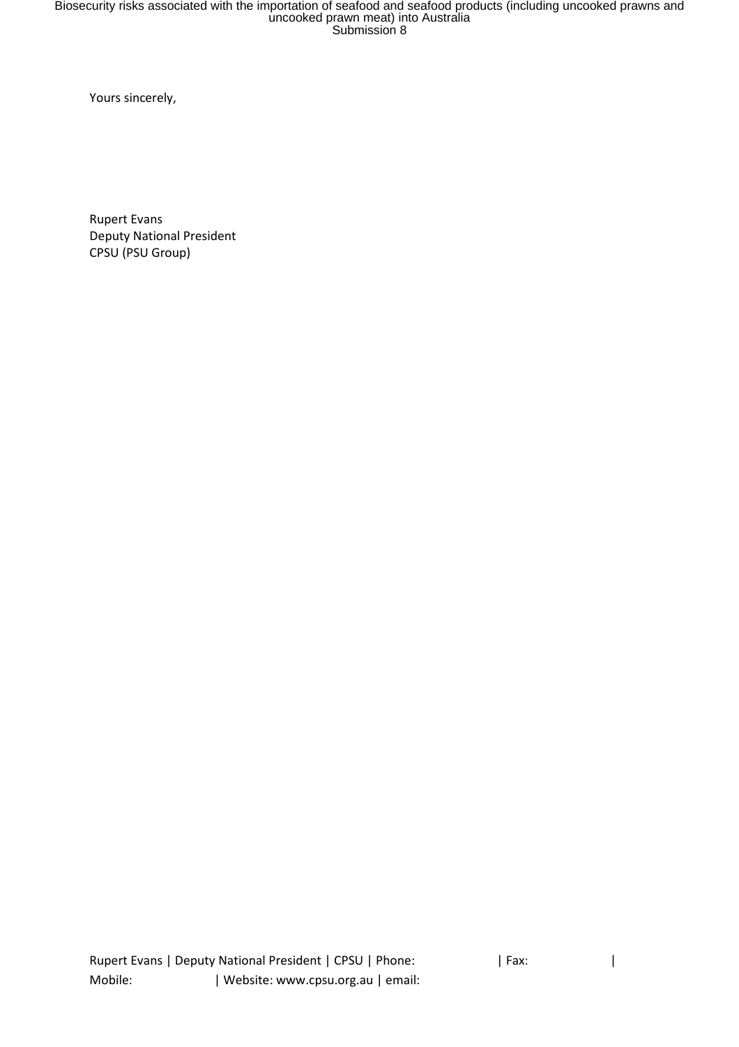Yours sincerely,

Rupert Evans
Deputy National President
CPSU (PSU Group)

Rupert Evans | Deputy National President | CPSU | Phone: | Fax: |
Mobile: | Website: www.cpsu.org.au | email: